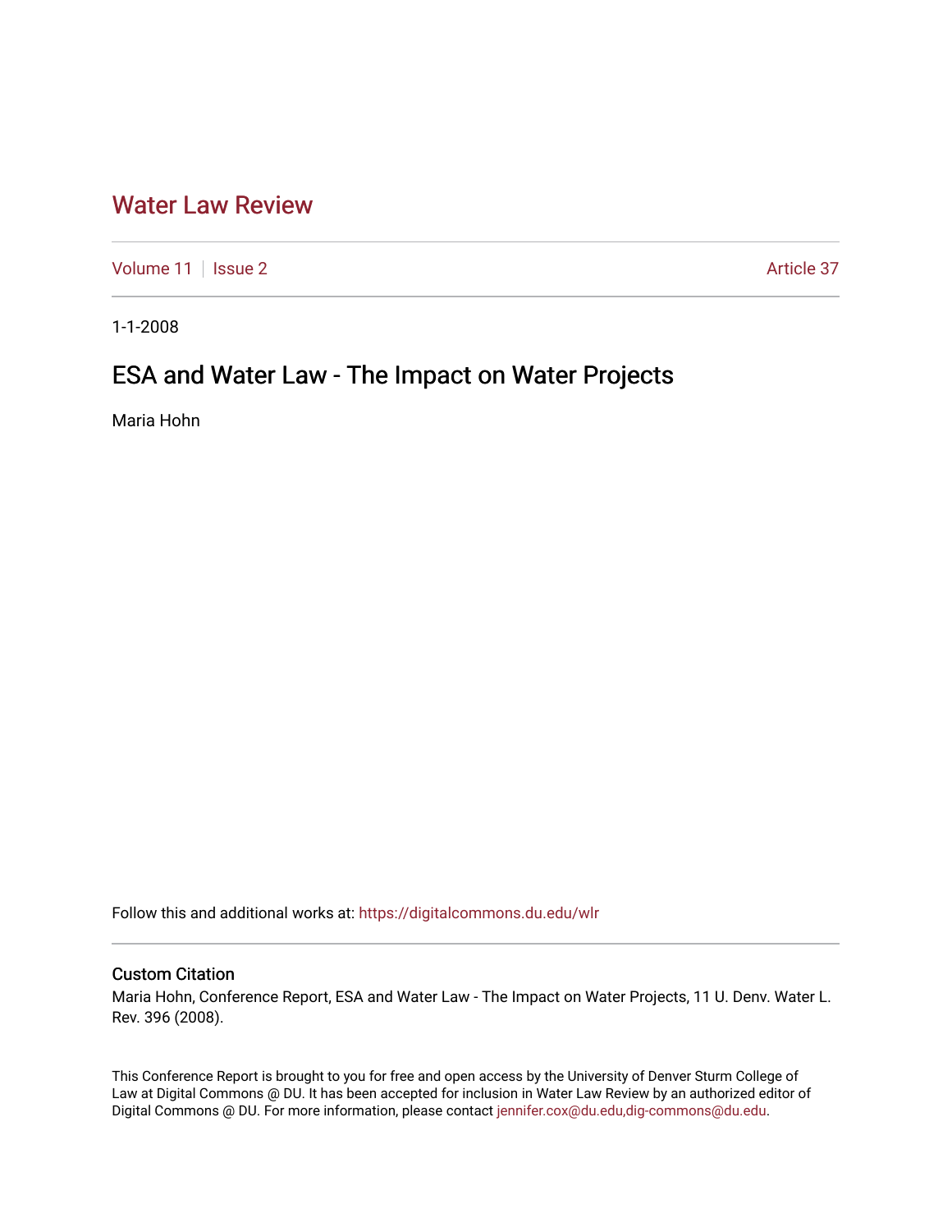# Water Law Review

Volume 11 | Issue 2 | Article 37

1-1-2008

## ESA and Water Law - The Impact on Water Projects

Maria Hohn

Follow this and additional works at: https://digitalcommons.du.edu/wlr

### Custom Citation

Maria Hohn, Conference Report, ESA and Water Law - The Impact on Water Projects, 11 U. Denv. Water L. Rev. 396 (2008).

This Conference Report is brought to you for free and open access by the University of Denver Sturm College of Law at Digital Commons @ DU. It has been accepted for inclusion in Water Law Review by an authorized editor of Digital Commons @ DU. For more information, please contact jennifer.cox@du.edu,dig-commons@du.edu.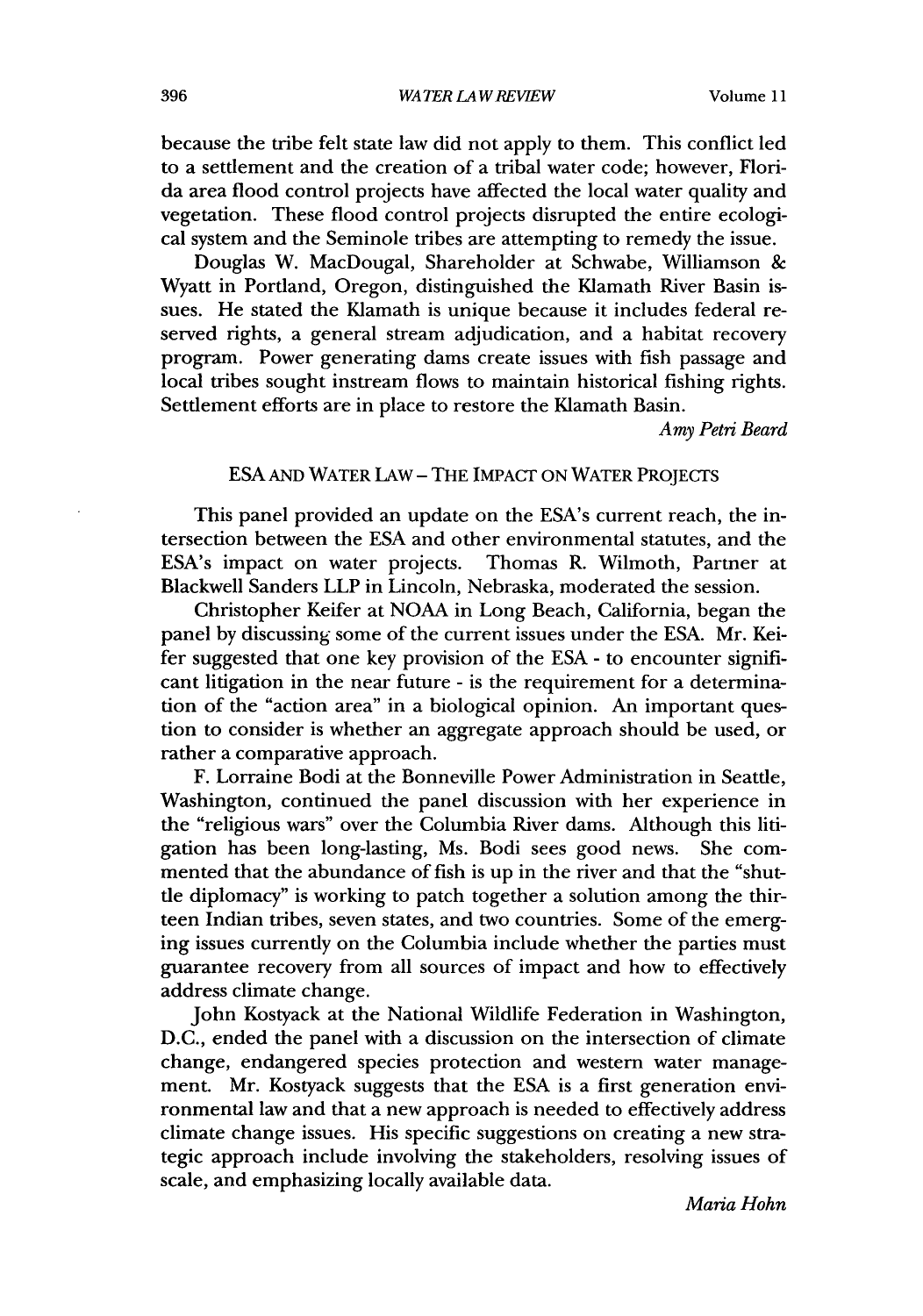because the tribe felt state law did not apply to them. This conflict led to a settlement and the creation of a tribal water code; however, Florida area flood control projects have affected the local water quality and vegetation. These flood control projects disrupted the entire ecological system and the Seminole tribes are attempting to remedy the issue.

Douglas W. MacDougal, Shareholder at Schwabe, Williamson & Wyatt in Portland, Oregon, distinguished the Klamath River Basin issues. He stated the Klamath is unique because it includes federal reserved rights, a general stream adjudication, and a habitat recovery program. Power generating dams create issues with fish passage and local tribes sought instream flows to maintain historical fishing rights. Settlement efforts are in place to restore the Klamath Basin.

*Amy Petri Beard*

### ESA AND WATER LAW – THE IMPACT ON WATER PROJECTS

This panel provided an update on the ESA's current reach, the intersection between the ESA and other environmental statutes, and the ESA's impact on water projects. Thomas R. Wilmoth, Partner at Blackwell Sanders LLP in Lincoln, Nebraska, moderated the session.

Christopher Keifer at NOAA in Long Beach, California, began the panel by discussing some of the current issues under the ESA. Mr. Keifer suggested that one key provision of the ESA - to encounter significant litigation in the near future - is the requirement for a determination of the "action area" in a biological opinion. An important question to consider is whether an aggregate approach should be used, or rather a comparative approach.

F. Lorraine Bodi at the Bonneville Power Administration in Seattle, Washington, continued the panel discussion with her experience in the "religious wars" over the Columbia River dams. Although this litigation has been long-lasting, Ms. Bodi sees good news. She commented that the abundance of fish is up in the river and that the "shuttle diplomacy" is working to patch together a solution among the thirteen Indian tribes, seven states, and two countries. Some of the emerging issues currently on the Columbia include whether the parties must guarantee recovery from all sources of impact and how to effectively address climate change.

John Kostyack at the National Wildlife Federation in Washington, D.C., ended the panel with a discussion on the intersection of climate change, endangered species protection and western water management. Mr. Kostyack suggests that the ESA is a first generation environmental law and that a new approach is needed to effectively address climate change issues. His specific suggestions on creating a new strategic approach include involving the stakeholders, resolving issues of scale, and emphasizing locally available data.

*Maria Hohn*